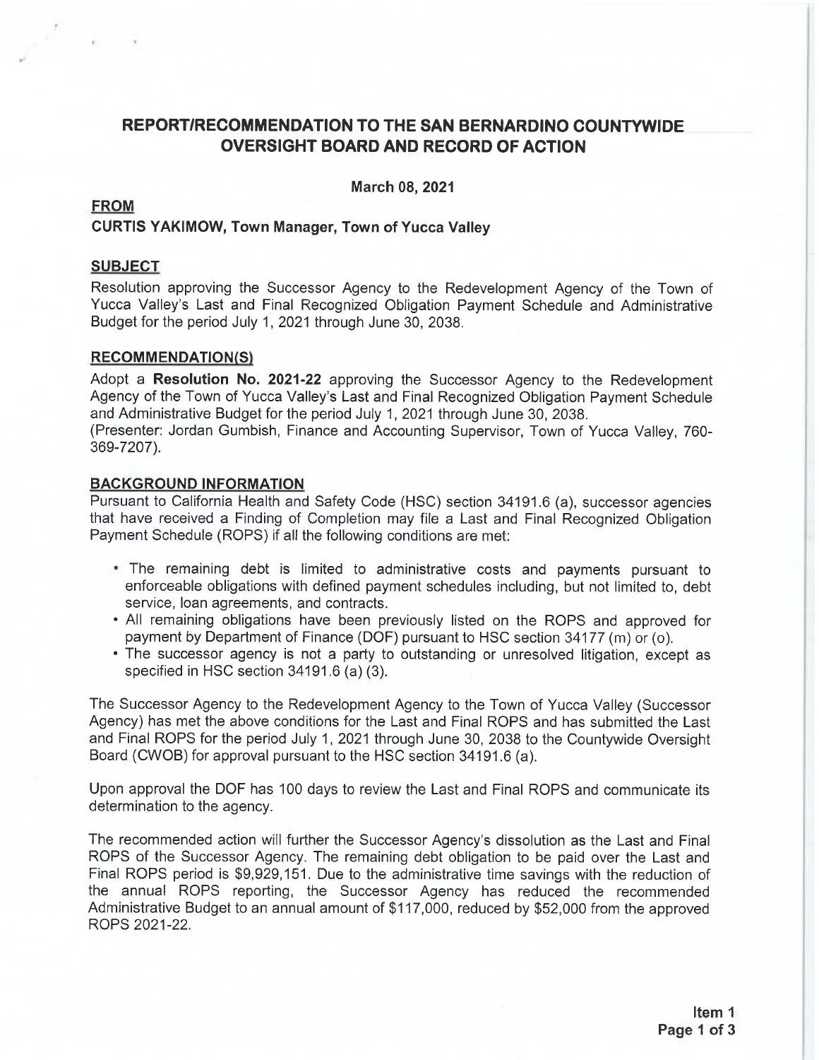# REPORT/RECOMMENDATION TO THE SAN BERNARDINO COUNTYWIDE OVERSIGHT BOARD AND RECORD OF ACTION

**March 08, 2021**

**FROM**

**CURTIS YAKIMOW, Town Manager, Town of Yucca Valley**

## SUBJECT

Resolution approving the Successor Agency to the Redevelopment Agency of the Town of Yucca Valley's Last and Final Recognized Obligation Payment Schedule and Administrative Budget for the period July 1, 2021 through June 30, 2038.

## RECOMMENDATION(S)

Adopt a **Resolution No. 2021-22** approving the Successor Agency to the Redevelopment Agency of the Town of Yucca Valley's Last and Final Recognized Obligation Payment Schedule and Administrative Budget for the period July 1, 2021 through June 30, 2038.
(Presenter: Jordan Gumbish, Finance and Accounting Supervisor, Town of Yucca Valley, 760-369-7207).

## BACKGROUND INFORMATION

Pursuant to California Health and Safety Code (HSC) section 34191.6 (a), successor agencies that have received a Finding of Completion may file a Last and Final Recognized Obligation Payment Schedule (ROPS) if all the following conditions are met:

- The remaining debt is limited to administrative costs and payments pursuant to enforceable obligations with defined payment schedules including, but not limited to, debt service, loan agreements, and contracts.
- All remaining obligations have been previously listed on the ROPS and approved for payment by Department of Finance (DOF) pursuant to HSC section 34177 (m) or (o).
- The successor agency is not a party to outstanding or unresolved litigation, except as specified in HSC section 34191.6 (a) (3).

The Successor Agency to the Redevelopment Agency to the Town of Yucca Valley (Successor Agency) has met the above conditions for the Last and Final ROPS and has submitted the Last and Final ROPS for the period July 1, 2021 through June 30, 2038 to the Countywide Oversight Board (CWOB) for approval pursuant to the HSC section 34191.6 (a).

Upon approval the DOF has 100 days to review the Last and Final ROPS and communicate its determination to the agency.

The recommended action will further the Successor Agency's dissolution as the Last and Final ROPS of the Successor Agency. The remaining debt obligation to be paid over the Last and Final ROPS period is $9,929,151. Due to the administrative time savings with the reduction of the annual ROPS reporting, the Successor Agency has reduced the recommended Administrative Budget to an annual amount of $117,000, reduced by $52,000 from the approved ROPS 2021-22.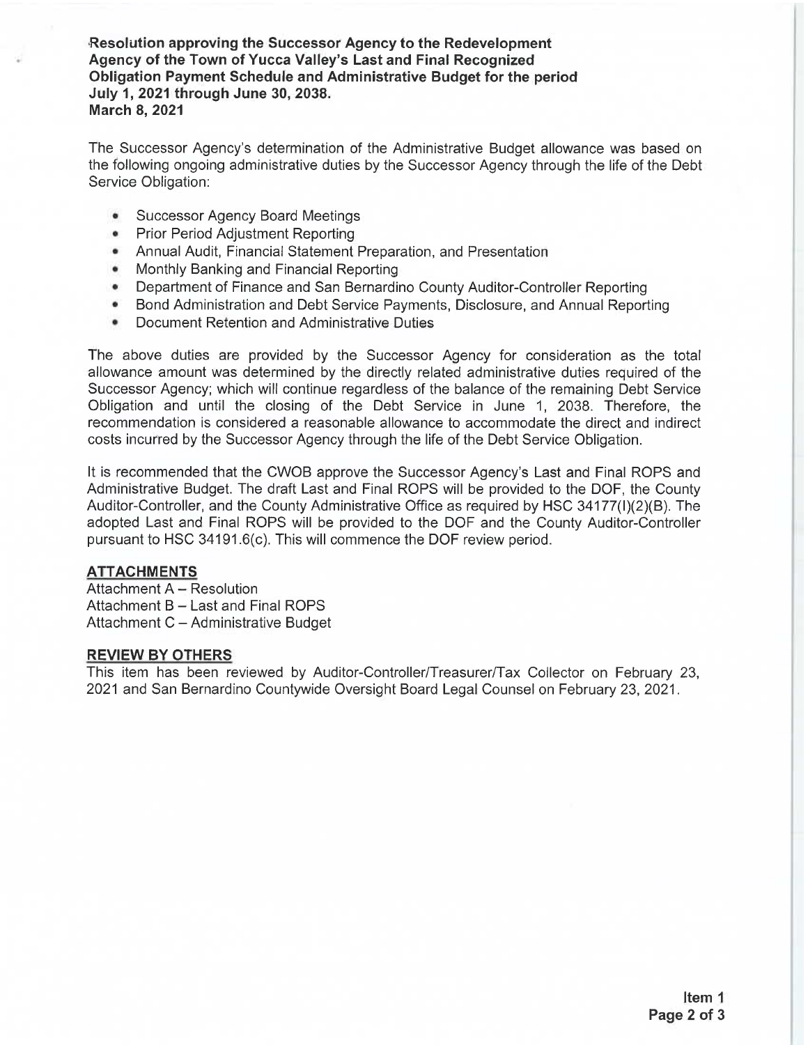**Resolution approving the Successor Agency to the Redevelopment Agency of the Town of Yucca Valley's Last and Final Recognized Obligation Payment Schedule and Administrative Budget for the period July 1, 2021 through June 30, 2038.**
**March 8, 2021**

The Successor Agency's determination of the Administrative Budget allowance was based on the following ongoing administrative duties by the Successor Agency through the life of the Debt Service Obligation:

- Successor Agency Board Meetings
- Prior Period Adjustment Reporting
- Annual Audit, Financial Statement Preparation, and Presentation
- Monthly Banking and Financial Reporting
- Department of Finance and San Bernardino County Auditor-Controller Reporting
- Bond Administration and Debt Service Payments, Disclosure, and Annual Reporting
- Document Retention and Administrative Duties

The above duties are provided by the Successor Agency for consideration as the total allowance amount was determined by the directly related administrative duties required of the Successor Agency; which will continue regardless of the balance of the remaining Debt Service Obligation and until the closing of the Debt Service in June 1, 2038. Therefore, the recommendation is considered a reasonable allowance to accommodate the direct and indirect costs incurred by the Successor Agency through the life of the Debt Service Obligation.

It is recommended that the CWOB approve the Successor Agency's Last and Final ROPS and Administrative Budget. The draft Last and Final ROPS will be provided to the DOF, the County Auditor-Controller, and the County Administrative Office as required by HSC 34177(l)(2)(B). The adopted Last and Final ROPS will be provided to the DOF and the County Auditor-Controller pursuant to HSC 34191.6(c). This will commence the DOF review period.

## ATTACHMENTS

Attachment A – Resolution
Attachment B – Last and Final ROPS
Attachment C – Administrative Budget

## REVIEW BY OTHERS

This item has been reviewed by Auditor-Controller/Treasurer/Tax Collector on February 23, 2021 and San Bernardino Countywide Oversight Board Legal Counsel on February 23, 2021.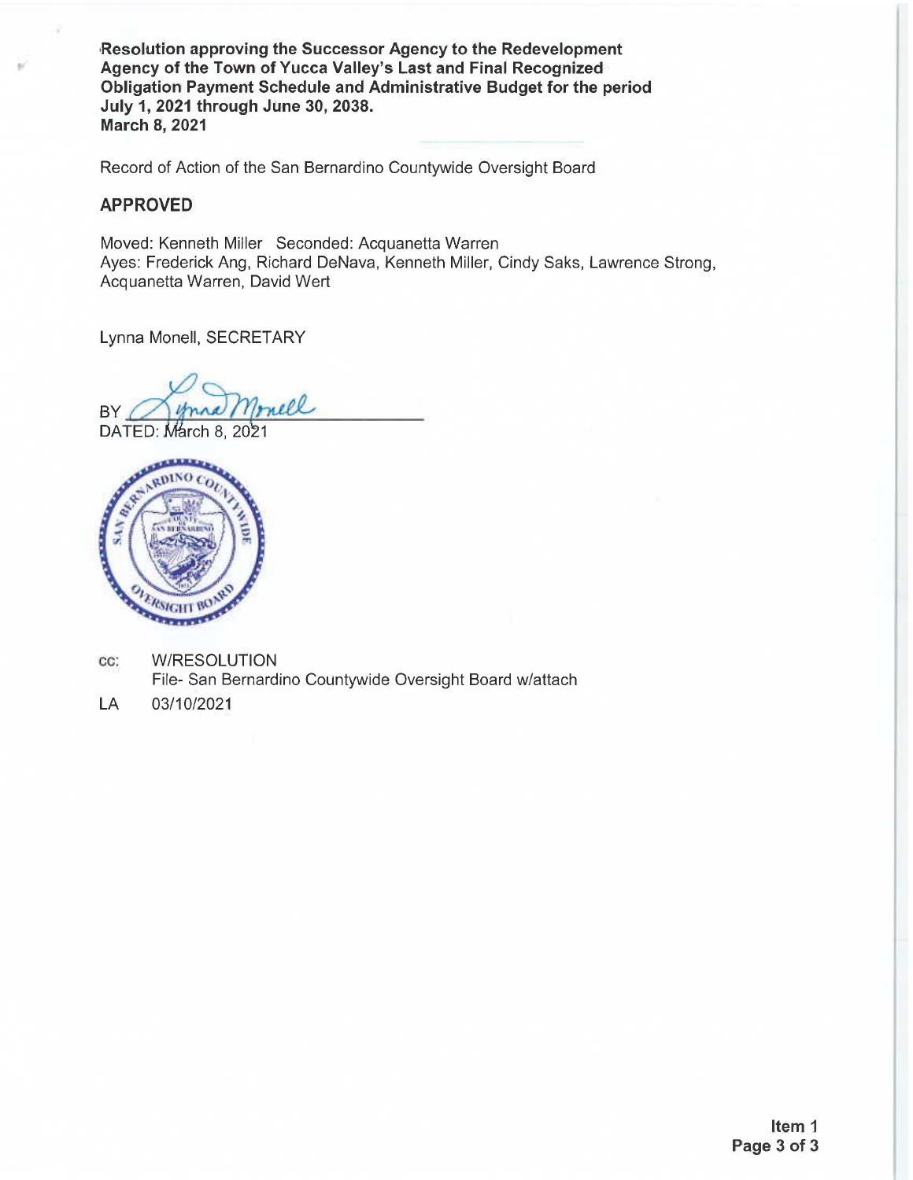**Resolution approving the Successor Agency to the Redevelopment Agency of the Town of Yucca Valley's Last and Final Recognized Obligation Payment Schedule and Administrative Budget for the period July 1, 2021 through June 30, 2038.**
**March 8, 2021**

Record of Action of the San Bernardino Countywide Oversight Board

## APPROVED

Moved: Kenneth Miller Seconded: Acquanetta Warren
Ayes: Frederick Ang, Richard DeNava, Kenneth Miller, Cindy Saks, Lawrence Strong, Acquanetta Warren, David Wert

Lynna Monell, SECRETARY

BY Lynna Monell
DATED: March 8, 2021

cc: W/RESOLUTION
File- San Bernardino Countywide Oversight Board w/attach

LA 03/10/2021

Item 1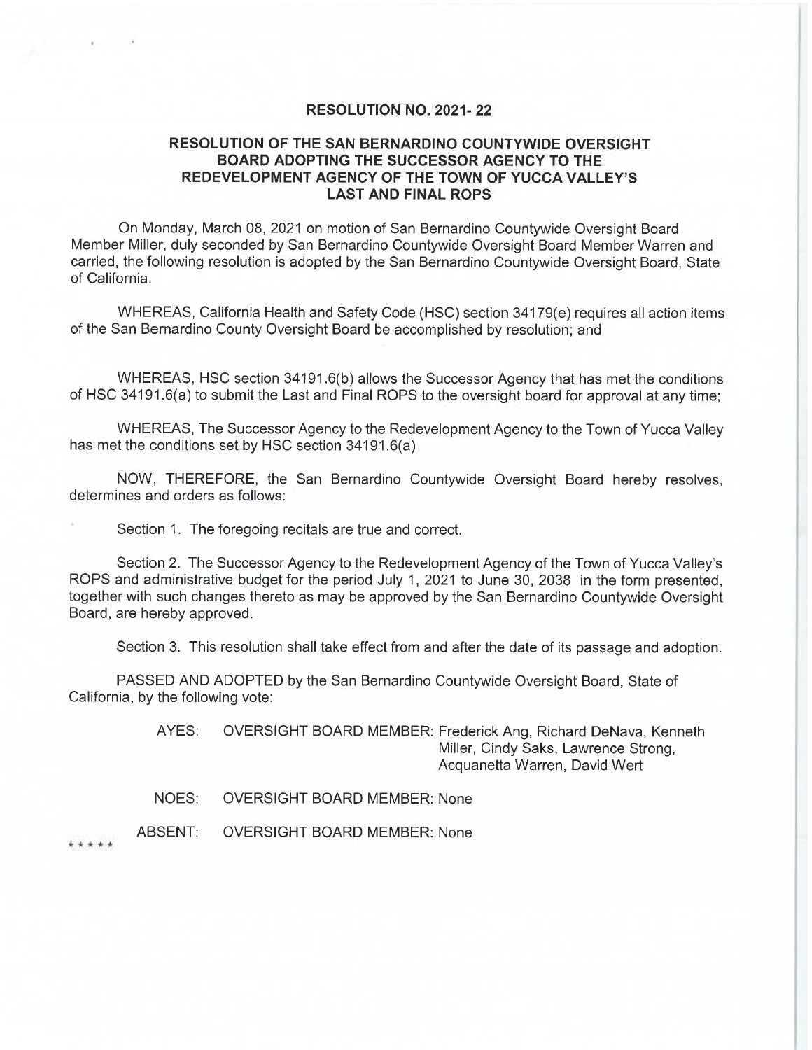**RESOLUTION NO. 2021- 22**

**RESOLUTION OF THE SAN BERNARDINO COUNTYWIDE OVERSIGHT BOARD ADOPTING THE SUCCESSOR AGENCY TO THE REDEVELOPMENT AGENCY OF THE TOWN OF YUCCA VALLEY'S LAST AND FINAL ROPS**

On Monday, March 08, 2021 on motion of San Bernardino Countywide Oversight Board Member Miller, duly seconded by San Bernardino Countywide Oversight Board Member Warren and carried, the following resolution is adopted by the San Bernardino Countywide Oversight Board, State of California.

WHEREAS, California Health and Safety Code (HSC) section 34179(e) requires all action items of the San Bernardino County Oversight Board be accomplished by resolution; and

WHEREAS, HSC section 34191.6(b) allows the Successor Agency that has met the conditions of HSC 34191.6(a) to submit the Last and Final ROPS to the oversight board for approval at any time;

WHEREAS, The Successor Agency to the Redevelopment Agency to the Town of Yucca Valley has met the conditions set by HSC section 34191.6(a)

NOW, THEREFORE, the San Bernardino Countywide Oversight Board hereby resolves, determines and orders as follows:

Section 1. The foregoing recitals are true and correct.

Section 2. The Successor Agency to the Redevelopment Agency of the Town of Yucca Valley's ROPS and administrative budget for the period July 1, 2021 to June 30, 2038 in the form presented, together with such changes thereto as may be approved by the San Bernardino Countywide Oversight Board, are hereby approved.

Section 3. This resolution shall take effect from and after the date of its passage and adoption.

PASSED AND ADOPTED by the San Bernardino Countywide Oversight Board, State of California, by the following vote:

AYES: OVERSIGHT BOARD MEMBER: Frederick Ang, Richard DeNava, Kenneth Miller, Cindy Saks, Lawrence Strong, Acquanetta Warren, David Wert

NOES: OVERSIGHT BOARD MEMBER: None

ABSENT: OVERSIGHT BOARD MEMBER: None

\* \* \* \* \*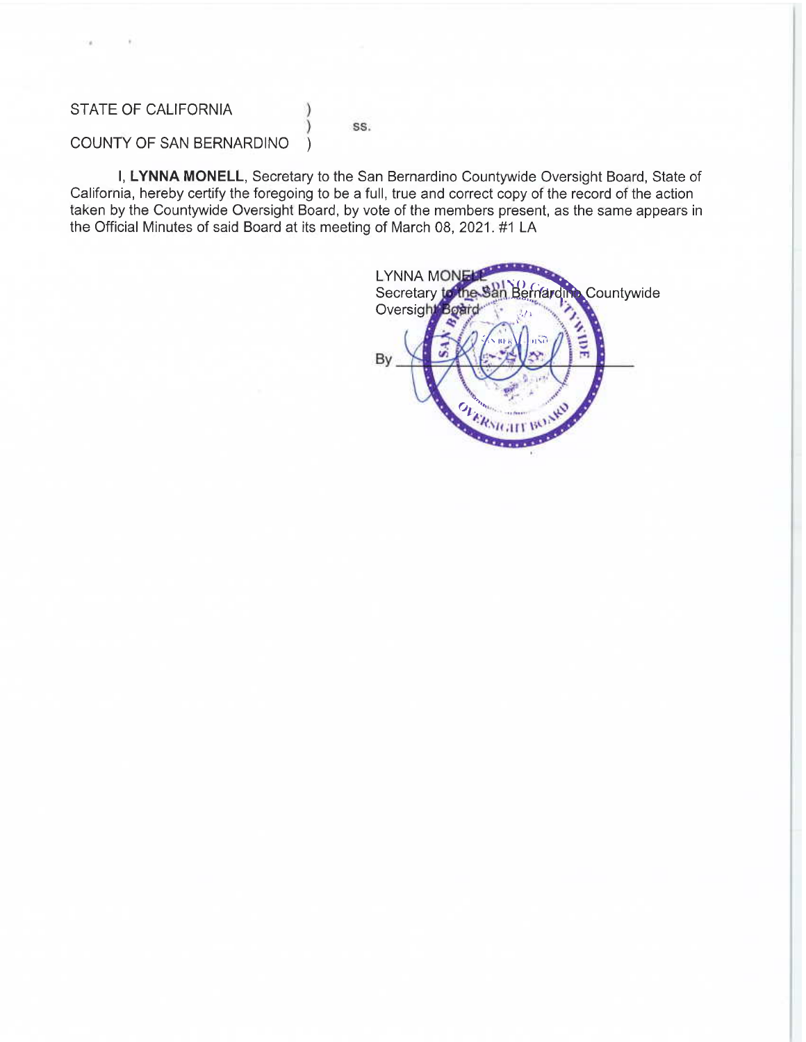STATE OF CALIFORNIA )
) ss.
COUNTY OF SAN BERNARDINO )

I, **LYNNA MONELL**, Secretary to the San Bernardino Countywide Oversight Board, State of California, hereby certify the foregoing to be a full, true and correct copy of the record of the action taken by the Countywide Oversight Board, by vote of the members present, as the same appears in the Official Minutes of said Board at its meeting of March 08, 2021. #1 LA

LYNNA MONELL
Secretary to the San Bernardino Countywide Oversight Board

By ______________________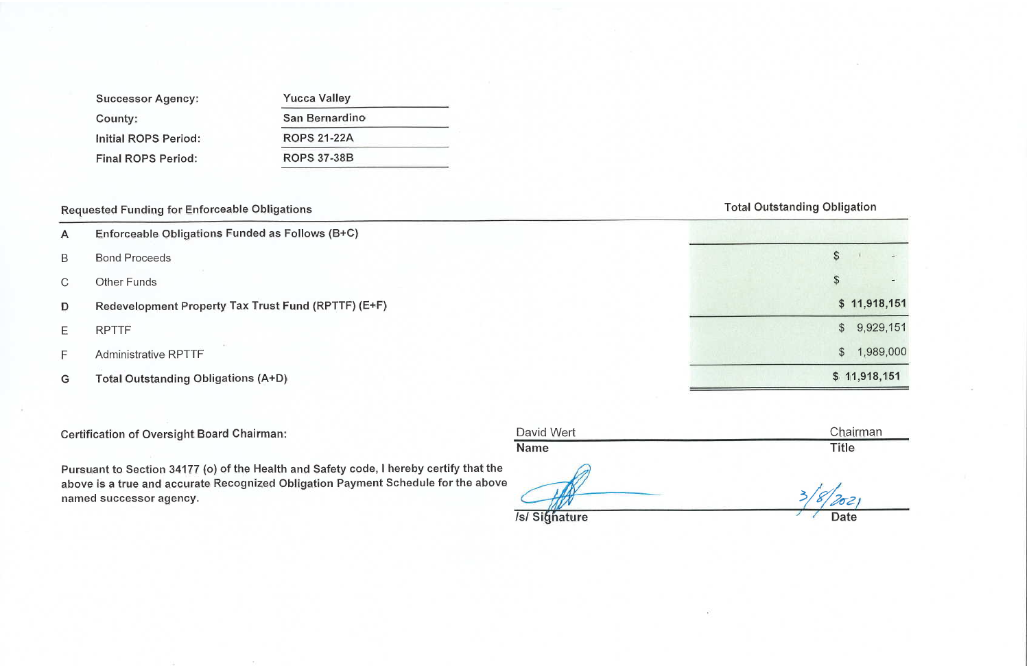| | |
|---|---|
| Successor Agency: | Yucca Valley |
| County: | San Bernardino |
| Initial ROPS Period: | ROPS 21-22A |
| Final ROPS Period: | ROPS 37-38B |

| | Requested Funding for Enforceable Obligations | Total Outstanding Obligation |
|---|---|---|
| A | **Enforceable Obligations Funded as Follows (B+C)** | |
| B | Bond Proceeds | $ - |
| C | Other Funds | $ - |
| D | **Redevelopment Property Tax Trust Fund (RPTTF) (E+F)** | **$ 11,918,151** |
| E | RPTTF | $ 9,929,151 |
| F | Administrative RPTTF | $ 1,989,000 |
| G | **Total Outstanding Obligations (A+D)** | **$ 11,918,151** |

Certification of Oversight Board Chairman:

Pursuant to Section 34177 (o) of the Health and Safety code, I hereby certify that the above is a true and accurate Recognized Obligation Payment Schedule for the above named successor agency.

| | |
|---|---|
| David Wert | Chairman |
| **Name** | **Title** |
| [signature] | 3/8/2021 |
| **/s/ Signature** | **Date** |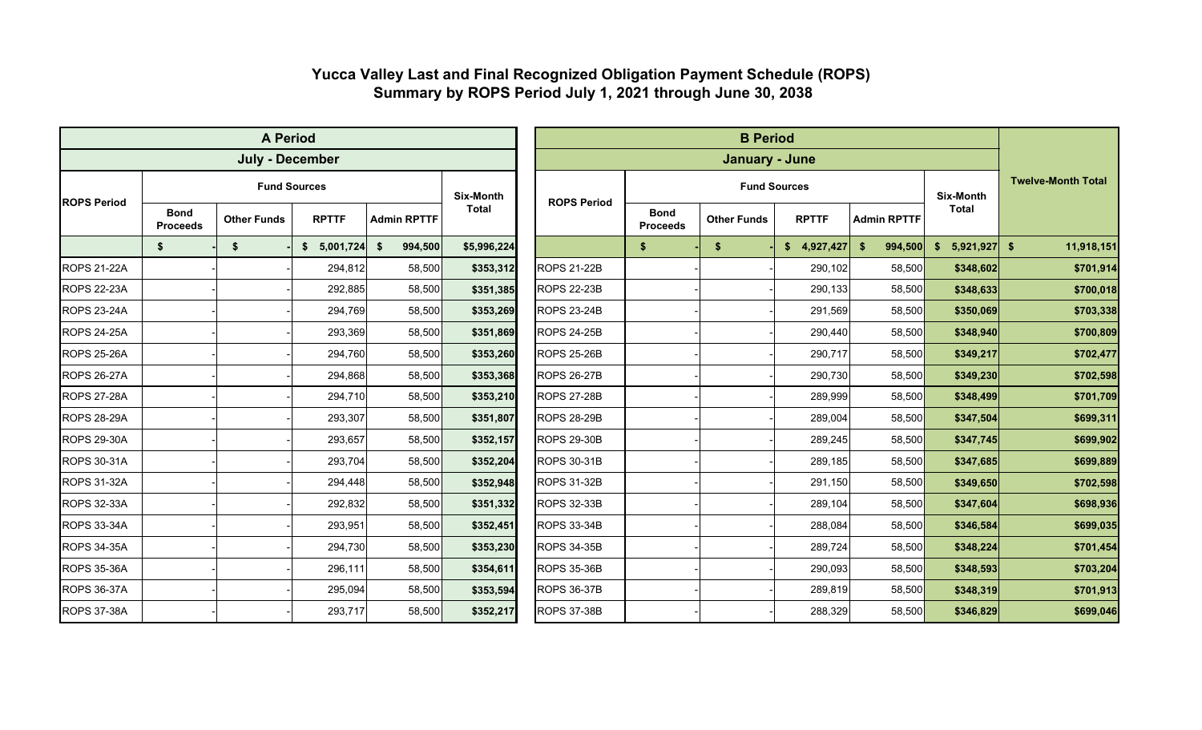# Yucca Valley Last and Final Recognized Obligation Payment Schedule (ROPS)
## Summary by ROPS Period July 1, 2021 through June 30, 2038

| A Period | | | | | | B Period | | | | | | |
|---|---|---|---|---|---|---|---|---|---|---|---|---|
| July - December | | | | | | January - June | | | | | | |
| ROPS Period | Fund Sources | | | | Six-Month Total | ROPS Period | Fund Sources | | | | Six-Month Total | Twelve-Month Total |
| | Bond Proceeds | Other Funds | RPTTF | Admin RPTTF | | | Bond Proceeds | Other Funds | RPTTF | Admin RPTTF | | |
| | $ - | $ - | $ 5,001,724 | $ 994,500 | $5,996,224 | | $ - | $ - | $ 4,927,427 | $ 994,500 | $ 5,921,927 | $ 11,918,151 |
| ROPS 21-22A | - | - | 294,812 | 58,500 | $353,312 | ROPS 21-22B | - | - | 290,102 | 58,500 | $348,602 | $701,914 |
| ROPS 22-23A | - | - | 292,885 | 58,500 | $351,385 | ROPS 22-23B | - | - | 290,133 | 58,500 | $348,633 | $700,018 |
| ROPS 23-24A | - | - | 294,769 | 58,500 | $353,269 | ROPS 23-24B | - | - | 291,569 | 58,500 | $350,069 | $703,338 |
| ROPS 24-25A | - | - | 293,369 | 58,500 | $351,869 | ROPS 24-25B | - | - | 290,440 | 58,500 | $348,940 | $700,809 |
| ROPS 25-26A | - | - | 294,760 | 58,500 | $353,260 | ROPS 25-26B | - | - | 290,717 | 58,500 | $349,217 | $702,477 |
| ROPS 26-27A | - | - | 294,868 | 58,500 | $353,368 | ROPS 26-27B | - | - | 290,730 | 58,500 | $349,230 | $702,598 |
| ROPS 27-28A | - | - | 294,710 | 58,500 | $353,210 | ROPS 27-28B | - | - | 289,999 | 58,500 | $348,499 | $701,709 |
| ROPS 28-29A | - | - | 293,307 | 58,500 | $351,807 | ROPS 28-29B | - | - | 289,004 | 58,500 | $347,504 | $699,311 |
| ROPS 29-30A | - | - | 293,657 | 58,500 | $352,157 | ROPS 29-30B | - | - | 289,245 | 58,500 | $347,745 | $699,902 |
| ROPS 30-31A | - | - | 293,704 | 58,500 | $352,204 | ROPS 30-31B | - | - | 289,185 | 58,500 | $347,685 | $699,889 |
| ROPS 31-32A | - | - | 294,448 | 58,500 | $352,948 | ROPS 31-32B | - | - | 291,150 | 58,500 | $349,650 | $702,598 |
| ROPS 32-33A | - | - | 292,832 | 58,500 | $351,332 | ROPS 32-33B | - | - | 289,104 | 58,500 | $347,604 | $698,936 |
| ROPS 33-34A | - | - | 293,951 | 58,500 | $352,451 | ROPS 33-34B | - | - | 288,084 | 58,500 | $346,584 | $699,035 |
| ROPS 34-35A | - | - | 294,730 | 58,500 | $353,230 | ROPS 34-35B | - | - | 289,724 | 58,500 | $348,224 | $701,454 |
| ROPS 35-36A | - | - | 296,111 | 58,500 | $354,611 | ROPS 35-36B | - | - | 290,093 | 58,500 | $348,593 | $703,204 |
| ROPS 36-37A | - | - | 295,094 | 58,500 | $353,594 | ROPS 36-37B | - | - | 289,819 | 58,500 | $348,319 | $701,913 |
| ROPS 37-38A | - | - | 293,717 | 58,500 | $352,217 | ROPS 37-38B | - | - | 288,329 | 58,500 | $346,829 | $699,046 |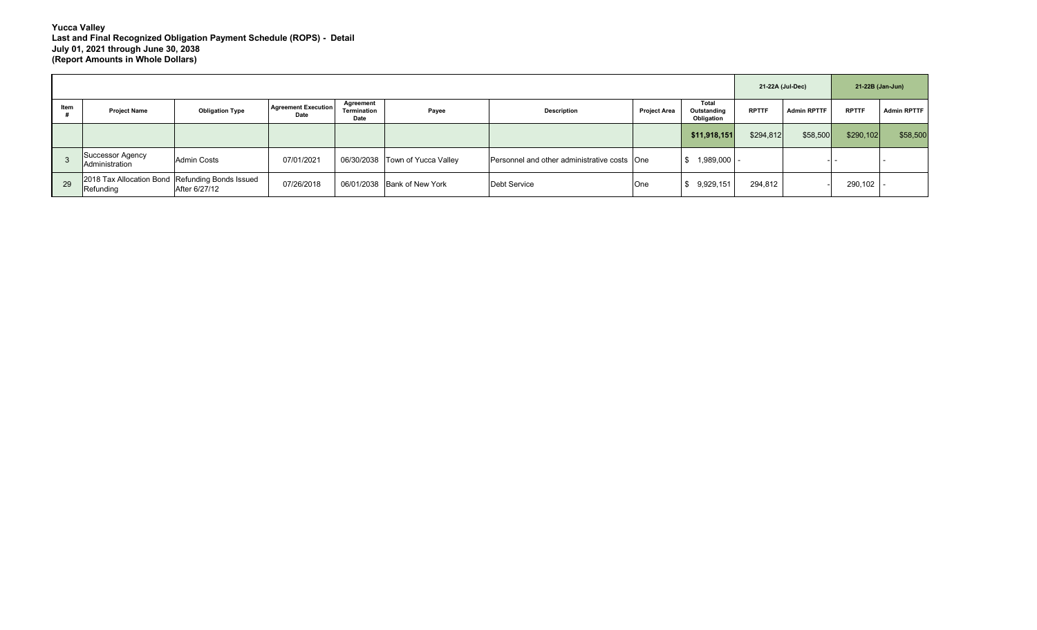**Yucca Valley**
**Last and Final Recognized Obligation Payment Schedule (ROPS) - Detail**
**July 01, 2021 through June 30, 2038**
**(Report Amounts in Whole Dollars)**

| | | | | | | | | | 21-22A (Jul-Dec) | | 21-22B (Jan-Jun) | |
|---|---|---|---|---|---|---|---|---|---|---|---|---|
| Item # | Project Name | Obligation Type | Agreement Execution Date | Agreement Termination Date | Payee | Description | Project Area | Total Outstanding Obligation | RPTTF | Admin RPTTF | RPTTF | Admin RPTTF |
| | | | | | | | | $11,918,151 | $294,812 | $58,500 | $290,102 | $58,500 |
| 3 | Successor Agency Administration | Admin Costs | 07/01/2021 | 06/30/2038 | Town of Yucca Valley | Personnel and other administrative costs | One | $ 1,989,000 | - | - | - | - |
| 29 | 2018 Tax Allocation Bond Refunding | Refunding Bonds Issued After 6/27/12 | 07/26/2018 | 06/01/2038 | Bank of New York | Debt Service | One | $ 9,929,151 | 294,812 | - | 290,102 | - |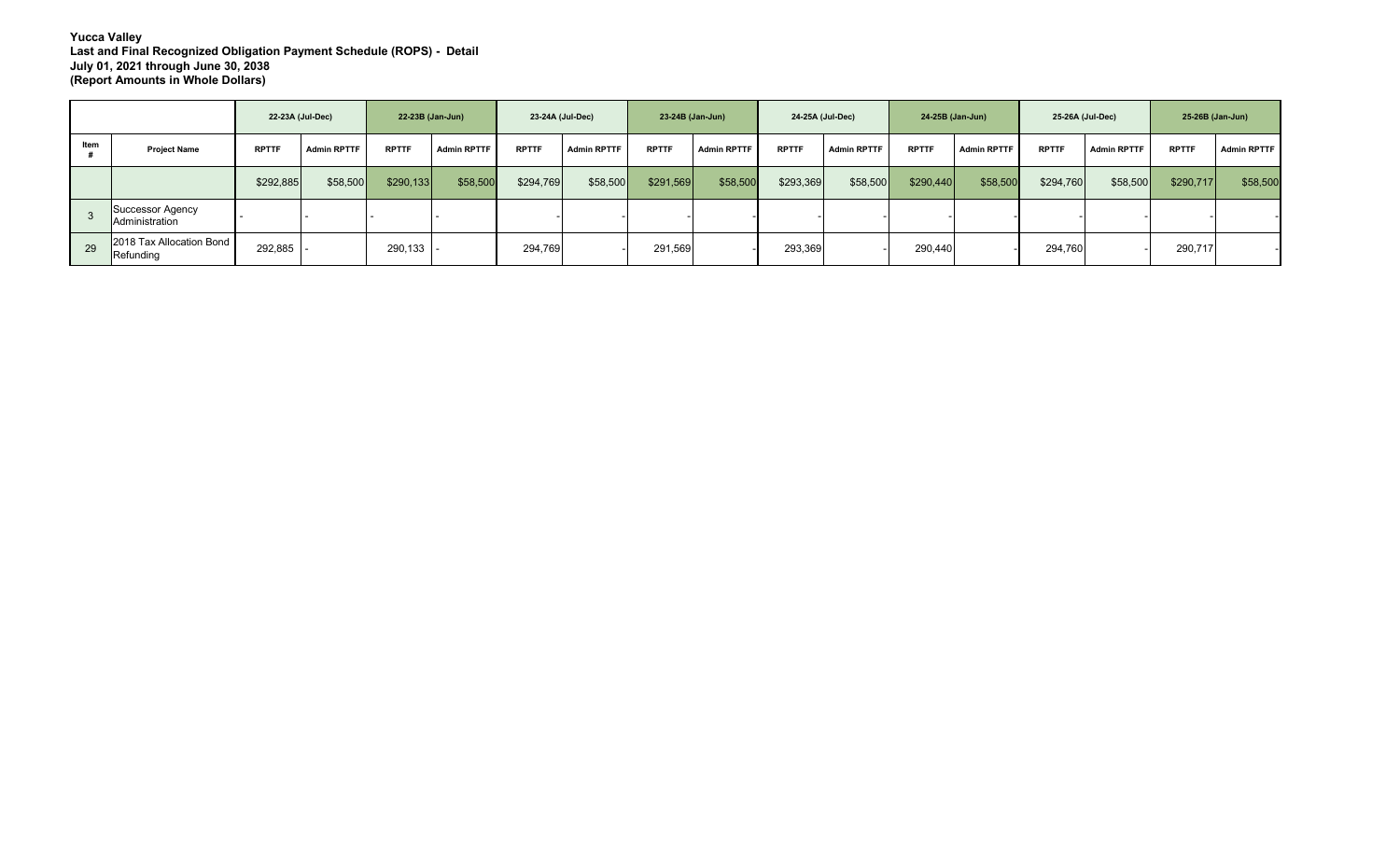**Yucca Valley**
**Last and Final Recognized Obligation Payment Schedule (ROPS) - Detail**
**July 01, 2021 through June 30, 2038**
**(Report Amounts in Whole Dollars)**

| | | 22-23A (Jul-Dec) | | 22-23B (Jan-Jun) | | 23-24A (Jul-Dec) | | 23-24B (Jan-Jun) | | 24-25A (Jul-Dec) | | 24-25B (Jan-Jun) | | 25-26A (Jul-Dec) | | 25-26B (Jan-Jun) | |
|---|---|---|---|---|---|---|---|---|---|---|---|---|---|---|---|---|---|
| Item # | Project Name | RPTTF | Admin RPTTF | RPTTF | Admin RPTTF | RPTTF | Admin RPTTF | RPTTF | Admin RPTTF | RPTTF | Admin RPTTF | RPTTF | Admin RPTTF | RPTTF | Admin RPTTF | RPTTF | Admin RPTTF |
| | | $292,885 | $58,500 | $290,133 | $58,500 | $294,769 | $58,500 | $291,569 | $58,500 | $293,369 | $58,500 | $290,440 | $58,500 | $294,760 | $58,500 | $290,717 | $58,500 |
| 3 | Successor Agency Administration | - | - | - | - | - | - | - | - | - | - | - | - | - | - | - | - |
| 29 | 2018 Tax Allocation Bond Refunding | 292,885 | - | 290,133 | - | 294,769 | - | 291,569 | - | 293,369 | - | 290,440 | - | 294,760 | - | 290,717 | - |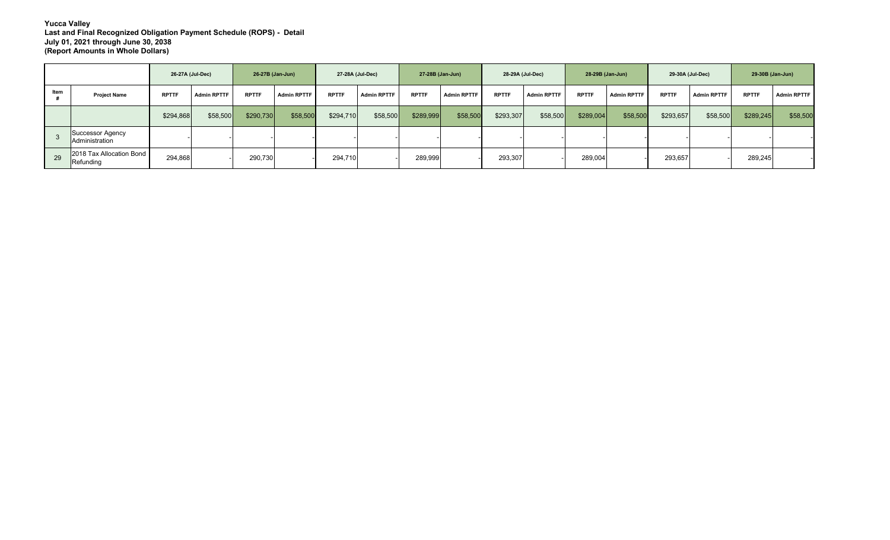**Yucca Valley**
**Last and Final Recognized Obligation Payment Schedule (ROPS) - Detail**
**July 01, 2021 through June 30, 2038**
**(Report Amounts in Whole Dollars)**

| | | 26-27A (Jul-Dec) | | 26-27B (Jan-Jun) | | 27-28A (Jul-Dec) | | 27-28B (Jan-Jun) | | 28-29A (Jul-Dec) | | 28-29B (Jan-Jun) | | 29-30A (Jul-Dec) | | 29-30B (Jan-Jun) | |
|---|---|---|---|---|---|---|---|---|---|---|---|---|---|---|---|---|---|
| Item # | Project Name | RPTTF | Admin RPTTF | RPTTF | Admin RPTTF | RPTTF | Admin RPTTF | RPTTF | Admin RPTTF | RPTTF | Admin RPTTF | RPTTF | Admin RPTTF | RPTTF | Admin RPTTF | RPTTF | Admin RPTTF |
| | | $294,868 | $58,500 | $290,730 | $58,500 | $294,710 | $58,500 | $289,999 | $58,500 | $293,307 | $58,500 | $289,004 | $58,500 | $293,657 | $58,500 | $289,245 | $58,500 |
| 3 | Successor Agency Administration | - | - | - | - | - | - | - | - | - | - | - | - | - | - | - | - |
| 29 | 2018 Tax Allocation Bond Refunding | 294,868 | - | 290,730 | - | 294,710 | - | 289,999 | - | 293,307 | - | 289,004 | - | 293,657 | - | 289,245 | - |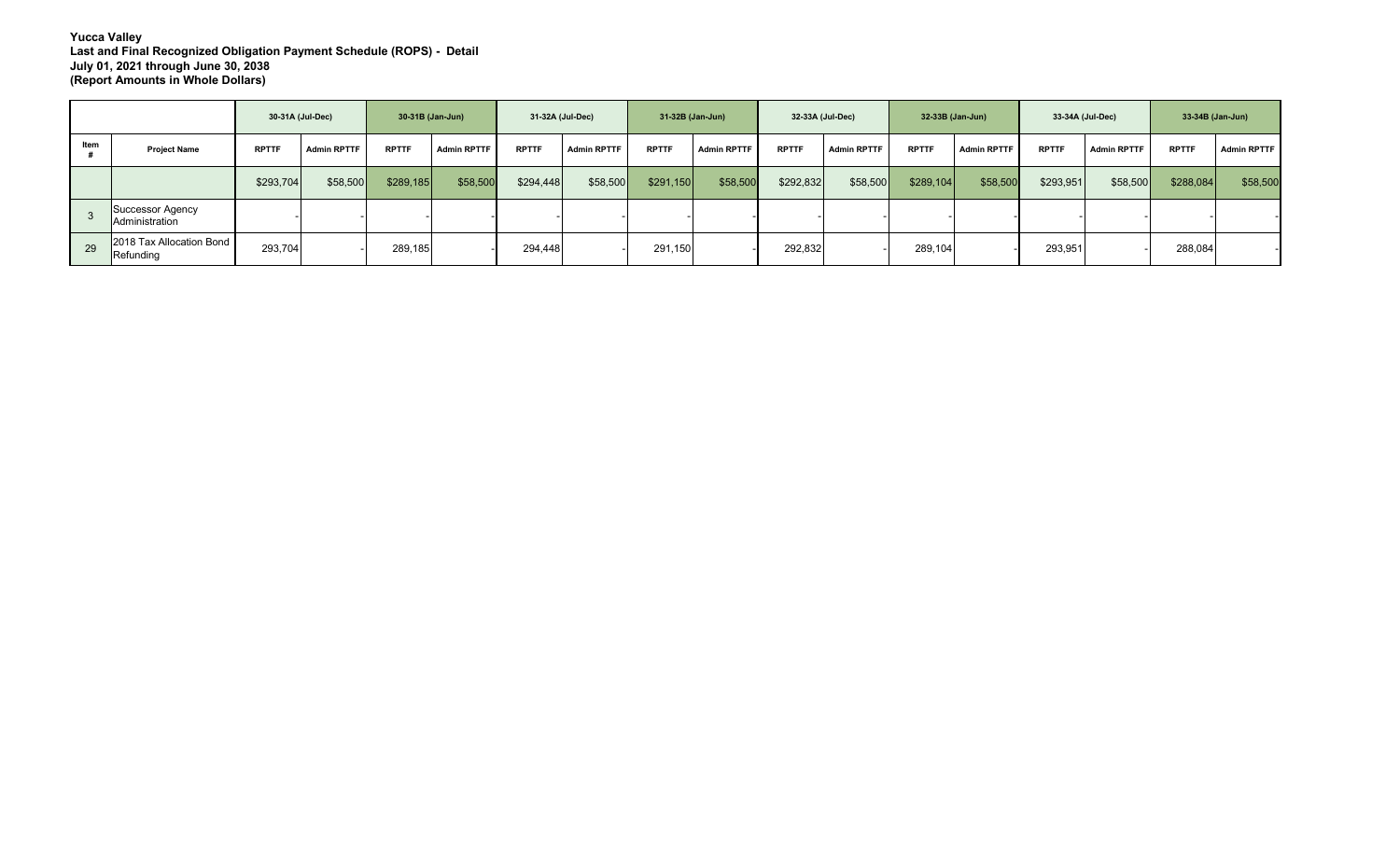**Yucca Valley**
**Last and Final Recognized Obligation Payment Schedule (ROPS) - Detail**
**July 01, 2021 through June 30, 2038**
**(Report Amounts in Whole Dollars)**

| | | 30-31A (Jul-Dec) | | 30-31B (Jan-Jun) | | 31-32A (Jul-Dec) | | 31-32B (Jan-Jun) | | 32-33A (Jul-Dec) | | 32-33B (Jan-Jun) | | 33-34A (Jul-Dec) | | 33-34B (Jan-Jun) | |
|---|---|---|---|---|---|---|---|---|---|---|---|---|---|---|---|---|---|
| Item # | Project Name | RPTTF | Admin RPTTF | RPTTF | Admin RPTTF | RPTTF | Admin RPTTF | RPTTF | Admin RPTTF | RPTTF | Admin RPTTF | RPTTF | Admin RPTTF | RPTTF | Admin RPTTF | RPTTF | Admin RPTTF |
| | | $293,704 | $58,500 | $289,185 | $58,500 | $294,448 | $58,500 | $291,150 | $58,500 | $292,832 | $58,500 | $289,104 | $58,500 | $293,951 | $58,500 | $288,084 | $58,500 |
| 3 | Successor Agency Administration | - | - | - | - | - | - | - | - | - | - | - | - | - | - | - | - |
| 29 | 2018 Tax Allocation Bond Refunding | 293,704 | - | 289,185 | - | 294,448 | - | 291,150 | - | 292,832 | - | 289,104 | - | 293,951 | - | 288,084 | - |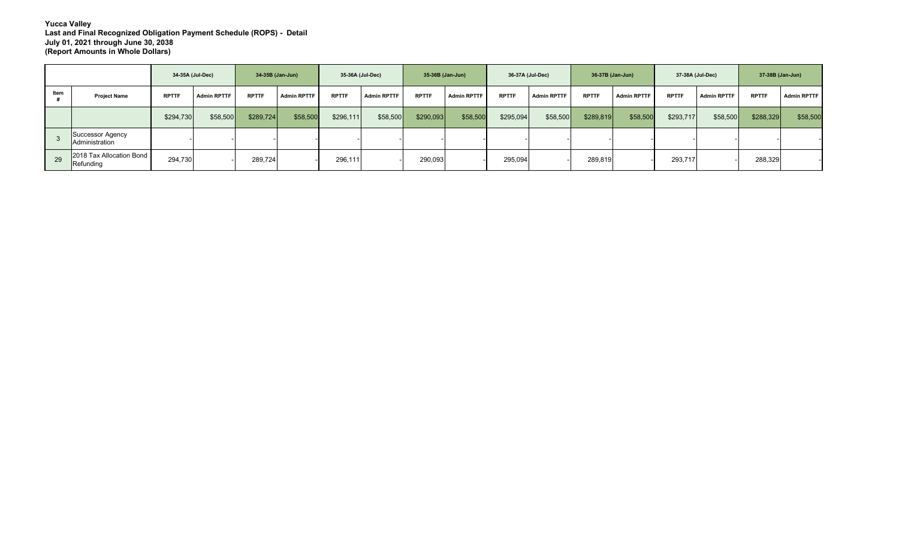**Yucca Valley**
**Last and Final Recognized Obligation Payment Schedule (ROPS) - Detail**
**July 01, 2021 through June 30, 2038**
**(Report Amounts in Whole Dollars)**

| | | 34-35A (Jul-Dec) | | 34-35B (Jan-Jun) | | 35-36A (Jul-Dec) | | 35-36B (Jan-Jun) | | 36-37A (Jul-Dec) | | 36-37B (Jan-Jun) | | 37-38A (Jul-Dec) | | 37-38B (Jan-Jun) | |
|---|---|---|---|---|---|---|---|---|---|---|---|---|---|---|---|---|---|
| Item # | Project Name | RPTTF | Admin RPTTF | RPTTF | Admin RPTTF | RPTTF | Admin RPTTF | RPTTF | Admin RPTTF | RPTTF | Admin RPTTF | RPTTF | Admin RPTTF | RPTTF | Admin RPTTF | RPTTF | Admin RPTTF |
| | | $294,730 | $58,500 | $289,724 | $58,500 | $296,111 | $58,500 | $290,093 | $58,500 | $295,094 | $58,500 | $289,819 | $58,500 | $293,717 | $58,500 | $288,329 | $58,500 |
| 3 | Successor Agency Administration | - | - | - | - | - | - | - | - | - | - | - | - | - | - | - | - |
| 29 | 2018 Tax Allocation Bond Refunding | 294,730 | - | 289,724 | - | 296,111 | - | 290,093 | - | 295,094 | - | 289,819 | - | 293,717 | - | 288,329 | - |